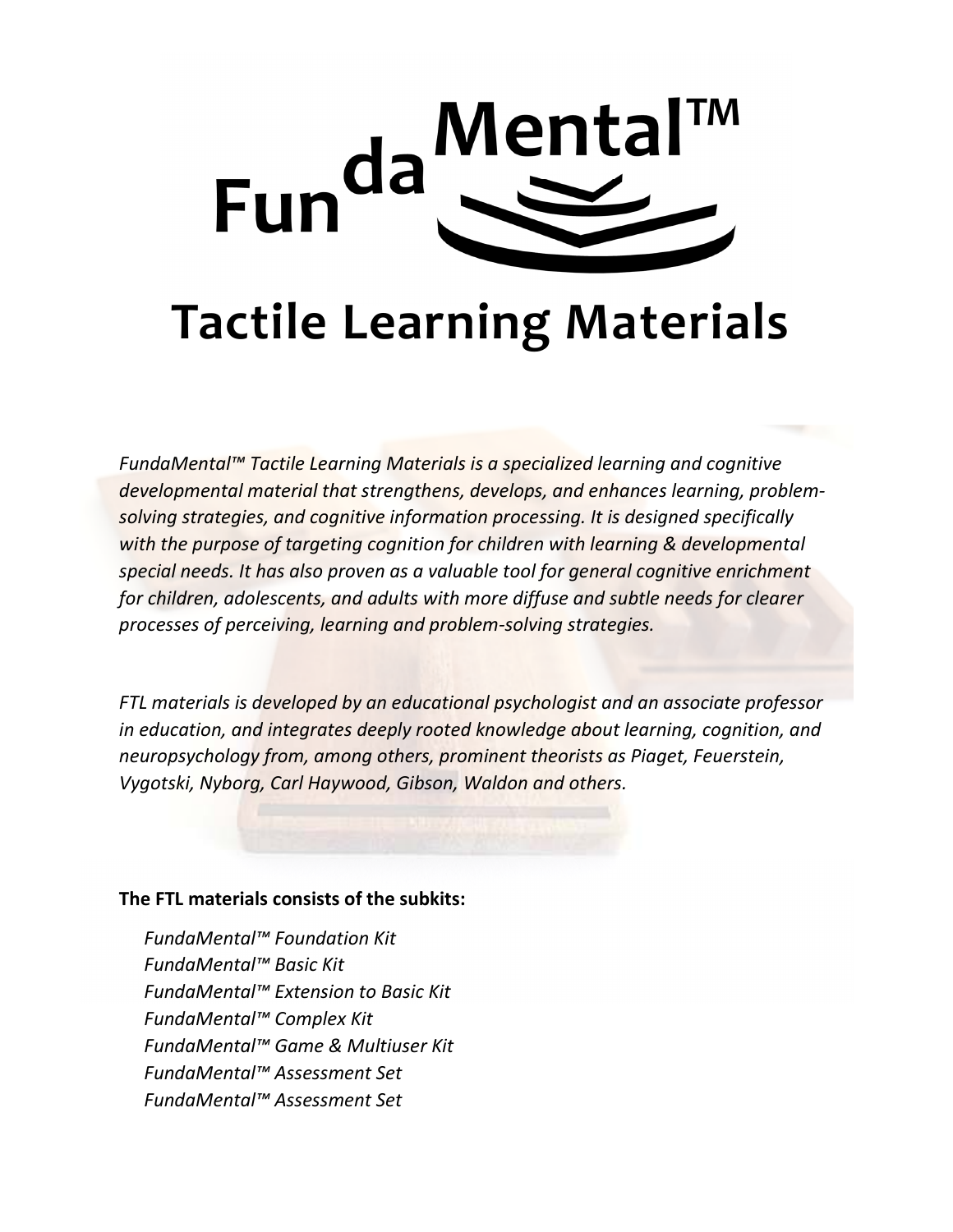# FundaMental™

# Tactile Learning Materials

*FundaMental™ Tactile Learning Materials is a specialized learning and cognitive developmental material that strengthens, develops, and enhances learning, problem-solving strategies, and cognitive information processing. It is designed specifically with the purpose of targeting cognition for children with learning & developmental special needs. It has also proven as a valuable tool for general cognitive enrichment for children, adolescents, and adults with more diffuse and subtle needs for clearer processes of perceiving, learning and problem-solving strategies.*

*FTL materials is developed by an educational psychologist and an associate professor in education, and integrates deeply rooted knowledge about learning, cognition, and neuropsychology from, among others, prominent theorists as Piaget, Feuerstein, Vygotski, Nyborg, Carl Haywood, Gibson, Waldon and others.*

**The FTL materials consists of the subkits:**

*FundaMental™ Foundation Kit*
*FundaMental™ Basic Kit*
*FundaMental™ Extension to Basic Kit*
*FundaMental™ Complex Kit*
*FundaMental™ Game & Multiuser Kit*
*FundaMental™ Assessment Set*
*FundaMental™ Assessment Set*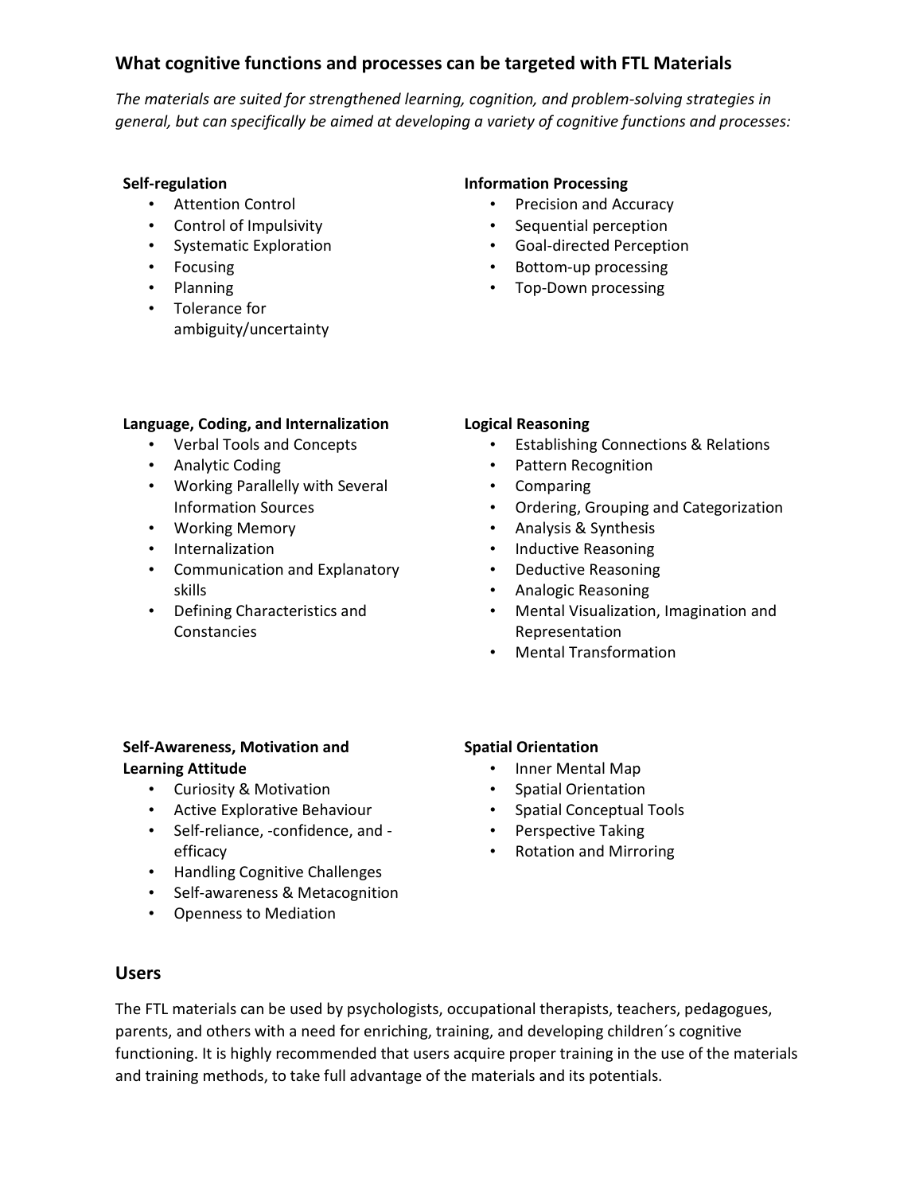## What cognitive functions and processes can be targeted with FTL Materials

*The materials are suited for strengthened learning, cognition, and problem-solving strategies in general, but can specifically be aimed at developing a variety of cognitive functions and processes:*

**Self-regulation**

- Attention Control
- Control of Impulsivity
- Systematic Exploration
- Focusing
- Planning
- Tolerance for ambiguity/uncertainty

**Information Processing**

- Precision and Accuracy
- Sequential perception
- Goal-directed Perception
- Bottom-up processing
- Top-Down processing

**Language, Coding, and Internalization**

- Verbal Tools and Concepts
- Analytic Coding
- Working Parallelly with Several Information Sources
- Working Memory
- Internalization
- Communication and Explanatory skills
- Defining Characteristics and Constancies

**Logical Reasoning**

- Establishing Connections & Relations
- Pattern Recognition
- Comparing
- Ordering, Grouping and Categorization
- Analysis & Synthesis
- Inductive Reasoning
- Deductive Reasoning
- Analogic Reasoning
- Mental Visualization, Imagination and Representation
- Mental Transformation

**Self-Awareness, Motivation and Learning Attitude**

- Curiosity & Motivation
- Active Explorative Behaviour
- Self-reliance, -confidence, and -efficacy
- Handling Cognitive Challenges
- Self-awareness & Metacognition
- Openness to Mediation

**Spatial Orientation**

- Inner Mental Map
- Spatial Orientation
- Spatial Conceptual Tools
- Perspective Taking
- Rotation and Mirroring

## Users

The FTL materials can be used by psychologists, occupational therapists, teachers, pedagogues, parents, and others with a need for enriching, training, and developing children´s cognitive functioning. It is highly recommended that users acquire proper training in the use of the materials and training methods, to take full advantage of the materials and its potentials.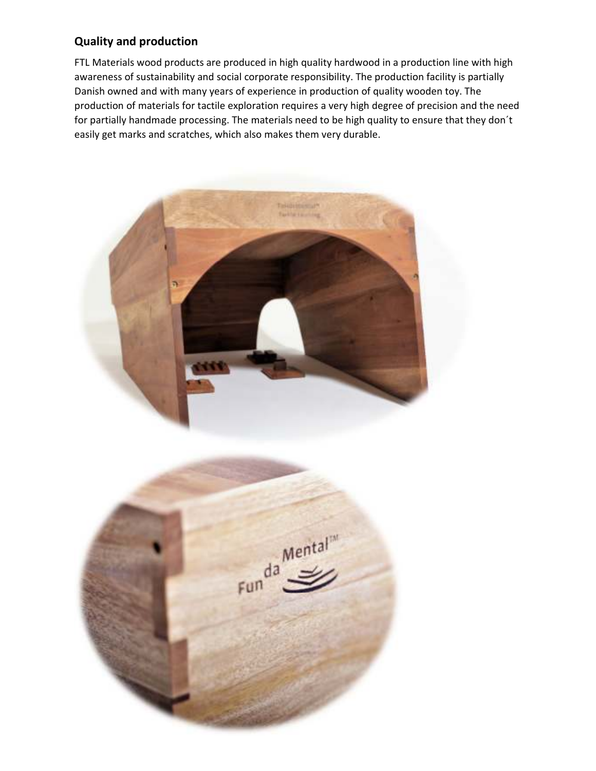## Quality and production

FTL Materials wood products are produced in high quality hardwood in a production line with high awareness of sustainability and social corporate responsibility. The production facility is partially Danish owned and with many years of experience in production of quality wooden toy. The production of materials for tactile exploration requires a very high degree of precision and the need for partially handmade processing. The materials need to be high quality to ensure that they don´t easily get marks and scratches, which also makes them very durable.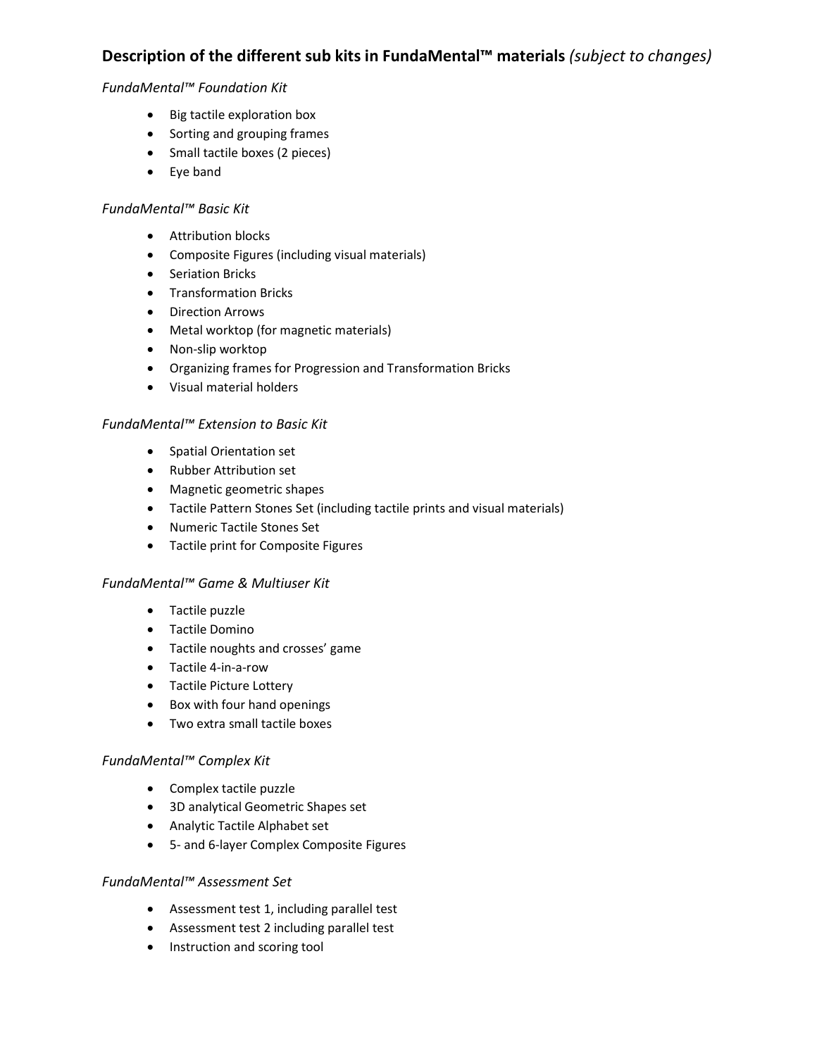## Description of the different sub kits in FundaMental™ materials *(subject to changes)*

*FundaMental™ Foundation Kit*

- Big tactile exploration box
- Sorting and grouping frames
- Small tactile boxes (2 pieces)
- Eye band

*FundaMental™ Basic Kit*

- Attribution blocks
- Composite Figures (including visual materials)
- Seriation Bricks
- Transformation Bricks
- Direction Arrows
- Metal worktop (for magnetic materials)
- Non-slip worktop
- Organizing frames for Progression and Transformation Bricks
- Visual material holders

*FundaMental™ Extension to Basic Kit*

- Spatial Orientation set
- Rubber Attribution set
- Magnetic geometric shapes
- Tactile Pattern Stones Set (including tactile prints and visual materials)
- Numeric Tactile Stones Set
- Tactile print for Composite Figures

*FundaMental™ Game & Multiuser Kit*

- Tactile puzzle
- Tactile Domino
- Tactile noughts and crosses' game
- Tactile 4-in-a-row
- Tactile Picture Lottery
- Box with four hand openings
- Two extra small tactile boxes

*FundaMental™ Complex Kit*

- Complex tactile puzzle
- 3D analytical Geometric Shapes set
- Analytic Tactile Alphabet set
- 5- and 6-layer Complex Composite Figures

*FundaMental™ Assessment Set*

- Assessment test 1, including parallel test
- Assessment test 2 including parallel test
- Instruction and scoring tool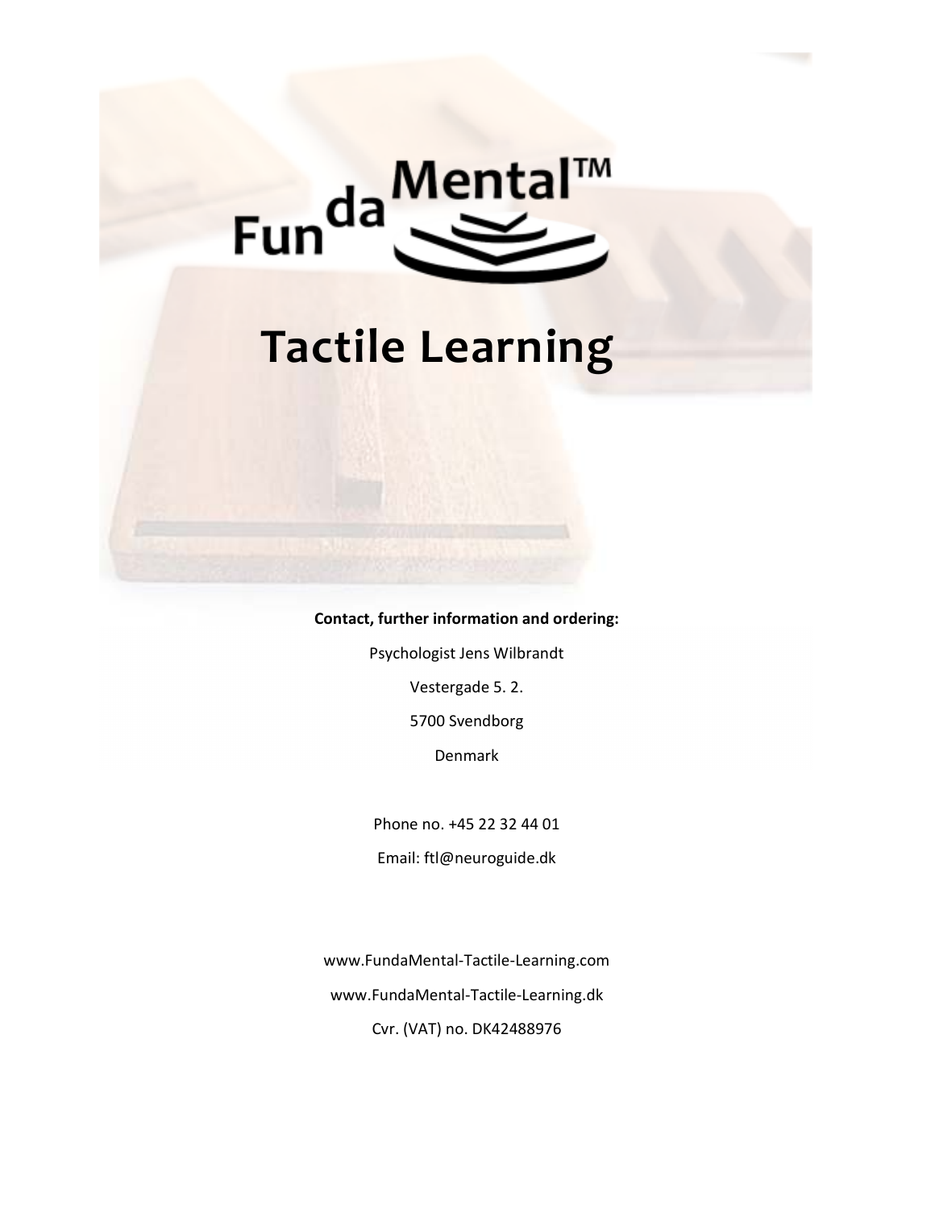# FundaMental™

# Tactile Learning

**Contact, further information and ordering:**

Psychologist Jens Wilbrandt

Vestergade 5. 2.

5700 Svendborg

Denmark

Phone no. +45 22 32 44 01

Email: ftl@neuroguide.dk

www.FundaMental-Tactile-Learning.com

www.FundaMental-Tactile-Learning.dk

Cvr. (VAT) no. DK42488976